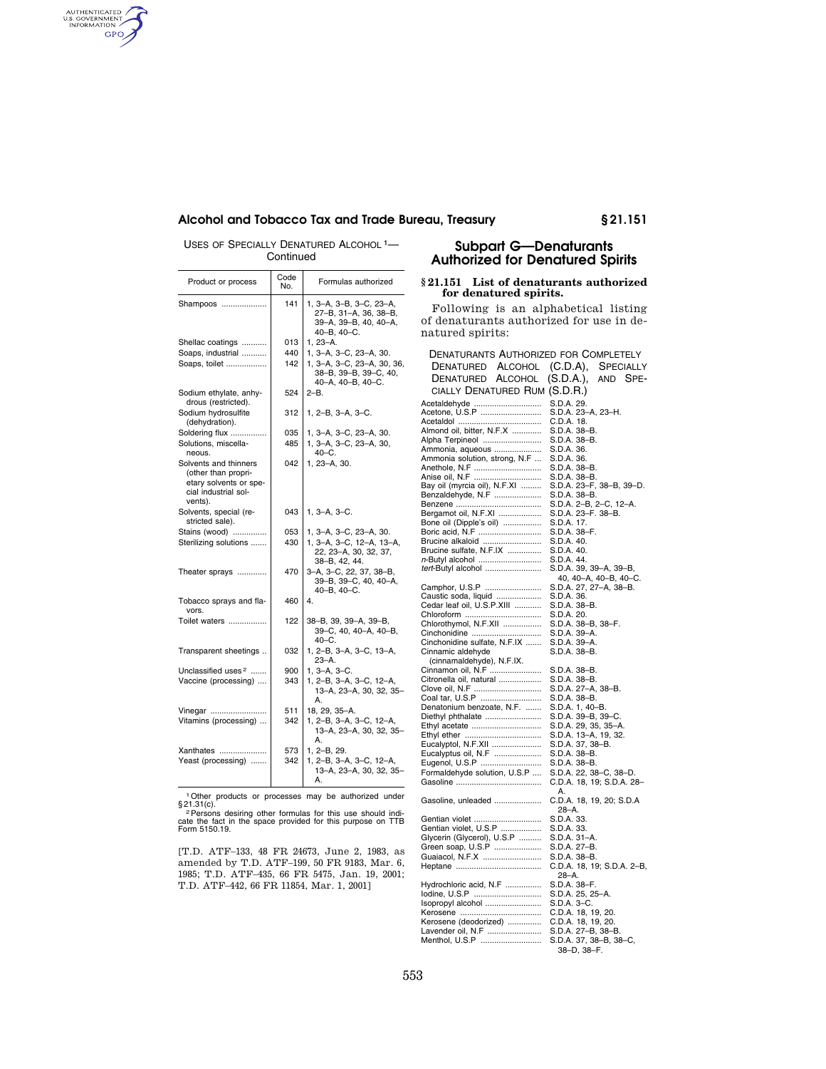USES OF SPECIALLY DENATURED ALCOHOL [1]—Continued

| Product or process | Code No. | Formulas authorized |
|---|---|---|
| Shampoos | 141 | 1, 3–A, 3–B, 3–C, 23–A, 27–B, 31–A, 36, 38–B, 39–A, 39–B, 40, 40–A, 40–B, 40–C. |
| Shellac coatings | 013 | 1, 23–A. |
| Soaps, industrial | 440 | 1, 3–A, 3–C, 23–A, 30. |
| Soaps, toilet | 142 | 1, 3–A, 3–C, 23–A, 30, 36, 38–B, 39–B, 39–C, 40, 40–A, 40–B, 40–C. |
| Sodium ethylate, anhydrous (restricted). | 524 | 2–B. |
| Sodium hydrosulfite (dehydration). | 312 | 1, 2–B, 3–A, 3–C. |
| Soldering flux | 035 | 1, 3–A, 3–C, 23–A, 30. |
| Solutions, miscellaneous. | 485 | 1, 3–A, 3–C, 23–A, 30, 40–C. |
| Solvents and thinners (other than proprietary solvents or special industrial solvents). | 042 | 1, 23–A, 30. |
| Solvents, special (restricted sale). | 043 | 1, 3–A, 3–C. |
| Stains (wood) | 053 | 1, 3–A, 3–C, 23–A, 30. |
| Sterilizing solutions | 430 | 1, 3–A, 3–C, 12–A, 13–A, 22, 23–A, 30, 32, 37, 38–B, 42, 44. |
| Theater sprays | 470 | 3–A, 3–C, 22, 37, 38–B, 39–B, 39–C, 40, 40–A, 40–B, 40–C. |
| Tobacco sprays and flavors. | 460 | 4. |
| Toilet waters | 122 | 38–B, 39, 39–A, 39–B, 39–C, 40, 40–A, 40–B, 40–C. |
| Transparent sheetings | 032 | 1, 2–B, 3–A, 3–C, 13–A, 23–A. |
| Unclassified uses [2] | 900 | 1, 3–A, 3–C. |
| Vaccine (processing) | 343 | 1, 2–B, 3–A, 3–C, 12–A, 13–A, 23–A, 30, 32, 35–A. |
| Vinegar | 511 | 18, 29, 35–A. |
| Vitamins (processing) | 342 | 1, 2–B, 3–A, 3–C, 12–A, 13–A, 23–A, 30, 32, 35–A. |
| Xanthates | 573 | 1, 2–B, 29. |
| Yeast (processing) | 342 | 1, 2–B, 3–A, 3–C, 12–A, 13–A, 23–A, 30, 32, 35–A. |

[1] Other products or processes may be authorized under §21.31(c).

[2] Persons desiring other formulas for this use should indicate the fact in the space provided for this purpose on TTB Form 5150.19.

[T.D. ATF–133, 48 FR 24673, June 2, 1983, as amended by T.D. ATF–199, 50 FR 9183, Mar. 6, 1985; T.D. ATF–435, 66 FR 5475, Jan. 19, 2001; T.D. ATF–442, 66 FR 11854, Mar. 1, 2001]

## Subpart G—Denaturants Authorized for Denatured Spirits

### §21.151 List of denaturants authorized for denatured spirits.

Following is an alphabetical listing of denaturants authorized for use in denatured spirits:

DENATURANTS AUTHORIZED FOR COMPLETELY DENATURED ALCOHOL (C.D.A), SPECIALLY DENATURED ALCOHOL (S.D.A.), AND SPECIALLY DENATURED RUM (S.D.R.)

| Denaturant | Formulas |
|---|---|
| Acetaldehyde | S.D.A. 29. |
| Acetone, U.S.P | S.D.A. 23–A, 23–H. |
| Acetaldol | C.D.A. 18. |
| Almond oil, bitter, N.F.X | S.D.A. 38–B. |
| Alpha Terpineol | S.D.A. 38–B. |
| Ammonia, aqueous | S.D.A. 36. |
| Ammonia solution, strong, N.F | S.D.A. 36. |
| Anethole, N.F | S.D.A. 38–B. |
| Anise oil, N.F | S.D.A. 38–B. |
| Bay oil (myrcia oil), N.F.XI | S.D.A. 23–F, 38–B, 39–D. |
| Benzaldehyde, N.F | S.D.A. 38–B. |
| Benzene | S.D.A. 2–B, 2–C, 12–A. |
| Bergamot oil, N.F.XI | S.D.A. 23–F. 38–B. |
| Bone oil (Dipple's oil) | S.D.A. 17. |
| Boric acid, N.F | S.D.A. 38–F. |
| Brucine alkaloid | S.D.A. 40. |
| Brucine sulfate, N.F.IX | S.D.A. 40. |
| *n*-Butyl alcohol | S.D.A. 44. |
| *tert*-Butyl alcohol | S.D.A. 39, 39–A, 39–B, 40, 40–A, 40–B, 40–C. |
| Camphor, U.S.P | S.D.A. 27, 27–A, 38–B. |
| Caustic soda, liquid | S.D.A. 36. |
| Cedar leaf oil, U.S.P.XIII | S.D.A. 38–B. |
| Chloroform | S.D.A. 20. |
| Chlorothymol, N.F.XII | S.D.A. 38–B, 38–F. |
| Cinchonidine | S.D.A. 39–A. |
| Cinchonidine sulfate, N.F.IX | S.D.A. 39–A. |
| Cinnamic aldehyde (cinnamaldehyde), N.F.IX. | S.D.A. 38–B. |
| Cinnamon oil, N.F | S.D.A. 38–B. |
| Citronella oil, natural | S.D.A. 38–B. |
| Clove oil, N.F | S.D.A. 27–A, 38–B. |
| Coal tar, U.S.P | S.D.A. 38–B. |
| Denatonium benzoate, N.F. | S.D.A. 1, 40–B. |
| Diethyl phthalate | S.D.A. 39–B, 39–C. |
| Ethyl acetate | S.D.A. 29, 35, 35–A. |
| Ethyl ether | S.D.A. 13–A, 19, 32. |
| Eucalyptol, N.F.XII | S.D.A. 37, 38–B. |
| Eucalyptus oil, N.F | S.D.A. 38–B. |
| Eugenol, U.S.P | S.D.A. 38–B. |
| Formaldehyde solution, U.S.P | S.D.A. 22, 38–C, 38–D. |
| Gasoline | C.D.A. 18, 19; S.D.A. 28–A. |
| Gasoline, unleaded | C.D.A. 18, 19, 20; S.D.A 28–A. |
| Gentian violet | S.D.A. 33. |
| Gentian violet, U.S.P | S.D.A. 33. |
| Glycerin (Glycerol), U.S.P | S.D.A. 31–A. |
| Green soap, U.S.P | S.D.A. 27–B. |
| Guaiacol, N.F.X | S.D.A. 38–B. |
| Heptane | C.D.A. 18, 19; S.D.A. 2–B, 28–A. |
| Hydrochloric acid, N.F | S.D.A. 38–F. |
| Iodine, U.S.P | S.D.A. 25, 25–A. |
| Isopropyl alcohol | S.D.A. 3–C. |
| Kerosene | C.D.A. 18, 19, 20. |
| Kerosene (deodorized) | C.D.A. 18, 19, 20. |
| Lavender oil, N.F | S.D.A. 27–B, 38–B. |
| Menthol, U.S.P | S.D.A. 37, 38–B, 38–C, 38–D, 38–F. |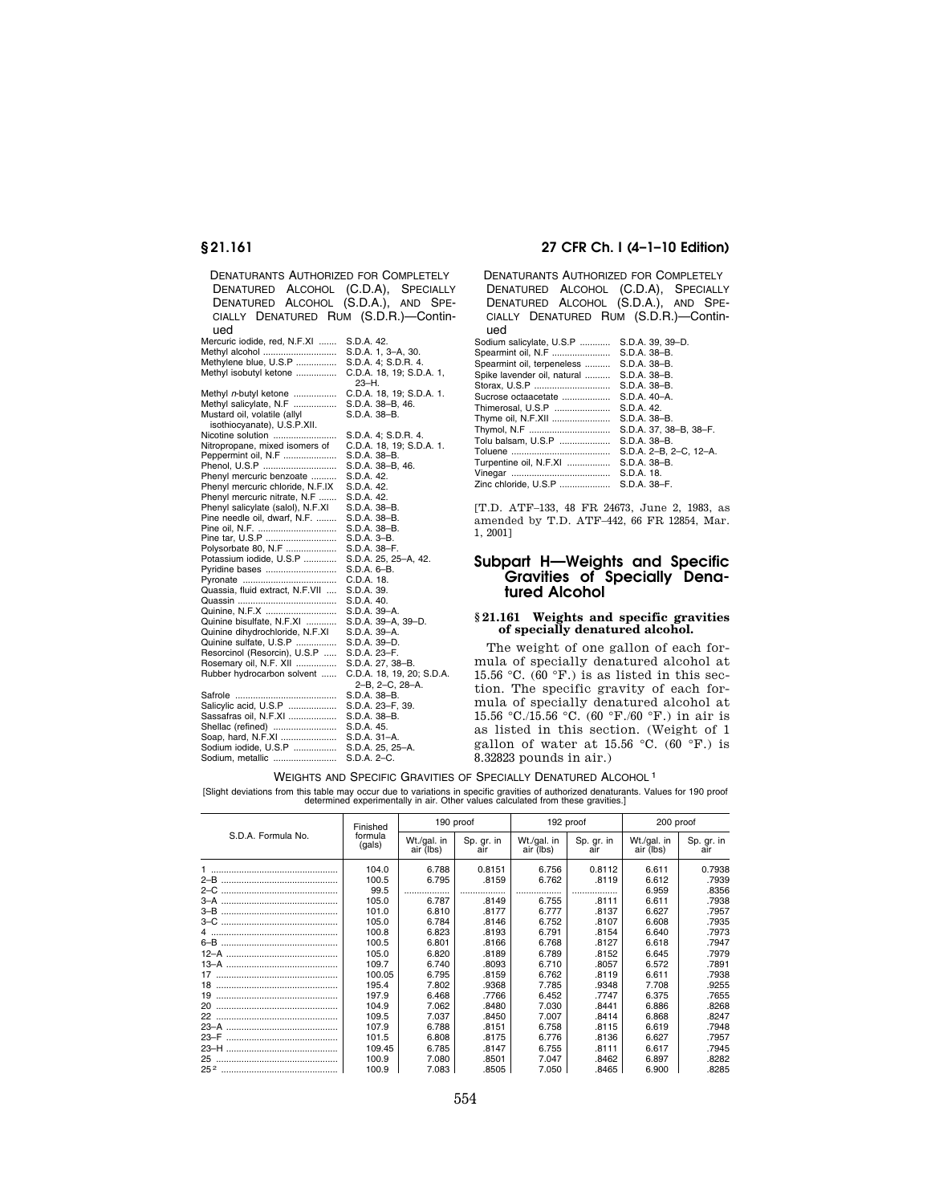DENATURANTS AUTHORIZED FOR COMPLETELY DENATURED ALCOHOL (C.D.A), SPECIALLY DENATURED ALCOHOL (S.D.A.), AND SPECIALLY DENATURED RUM (S.D.R.)—Continued

| | |
|---|---|
| Mercuric iodide, red, N.F.XI | S.D.A. 42. |
| Methyl alcohol | S.D.A. 1, 3–A, 30. |
| Methylene blue, U.S.P | S.D.A. 4; S.D.R. 4. |
| Methyl isobutyl ketone | C.D.A. 18, 19; S.D.A. 1, 23–H. |
| Methyl *n*-butyl ketone | C.D.A. 18, 19; S.D.A. 1. |
| Methyl salicylate, N.F | S.D.A. 38–B, 46. |
| Mustard oil, volatile (allyl isothiocyanate), U.S.P.XII. | S.D.A. 38–B. |
| Nicotine solution | S.D.A. 4; S.D.R. 4. |
| Nitropropane, mixed isomers of | C.D.A. 18, 19; S.D.A. 1. |
| Peppermint oil, N.F | S.D.A. 38–B. |
| Phenol, U.S.P | S.D.A. 38–B, 46. |
| Phenyl mercuric benzoate | S.D.A. 42. |
| Phenyl mercuric chloride, N.F.IX | S.D.A. 42. |
| Phenyl mercuric nitrate, N.F | S.D.A. 42. |
| Phenyl salicylate (salol), N.F.XI | S.D.A. 38–B. |
| Pine needle oil, dwarf, N.F. | S.D.A. 38–B. |
| Pine oil, N.F. | S.D.A. 38–B. |
| Pine tar, U.S.P | S.D.A. 3–B. |
| Polysorbate 80, N.F | S.D.A. 38–F. |
| Potassium iodide, U.S.P | S.D.A. 25, 25–A, 42. |
| Pyridine bases | S.D.A. 6–B. |
| Pyronate | C.D.A. 18. |
| Quassia, fluid extract, N.F.VII | S.D.A. 39. |
| Quassin | S.D.A. 40. |
| Quinine, N.F.X | S.D.A. 39–A. |
| Quinine bisulfate, N.F.XI | S.D.A. 39–A, 39–D. |
| Quinine dihydrochloride, N.F.XI | S.D.A. 39–A. |
| Quinine sulfate, U.S.P | S.D.A. 39–D. |
| Resorcinol (Resorcin), U.S.P | S.D.A. 23–F. |
| Rosemary oil, N.F. XII | S.D.A. 27, 38–B. |
| Rubber hydrocarbon solvent | C.D.A. 18, 19, 20; S.D.A. 2–B, 2–C, 28–A. |
| Safrole | S.D.A. 38–B. |
| Salicylic acid, U.S.P | S.D.A. 23–F, 39. |
| Sassafras oil, N.F.XI | S.D.A. 38–B. |
| Shellac (refined) | S.D.A. 45. |
| Soap, hard, N.F.XI | S.D.A. 31–A. |
| Sodium iodide, U.S.P | S.D.A. 25, 25–A. |
| Sodium, metallic | S.D.A. 2–C. |
| Sodium salicylate, U.S.P | S.D.A. 39, 39–D. |
| Spearmint oil, N.F | S.D.A. 38–B. |
| Spearmint oil, terpeneless | S.D.A. 38–B. |
| Spike lavender oil, natural | S.D.A. 38–B. |
| Storax, U.S.P | S.D.A. 38–B. |
| Sucrose octaacetate | S.D.A. 40–A. |
| Thimerosal, U.S.P | S.D.A. 42. |
| Thyme oil, N.F.XII | S.D.A. 38–B. |
| Thymol, N.F | S.D.A. 37, 38–B, 38–F. |
| Tolu balsam, U.S.P | S.D.A. 38–B. |
| Toluene | S.D.A. 2–B, 2–C, 12–A. |
| Turpentine oil, N.F.XI | S.D.A. 38–B. |
| Vinegar | S.D.A. 18. |
| Zinc chloride, U.S.P | S.D.A. 38–F. |

[T.D. ATF–133, 48 FR 24673, June 2, 1983, as amended by T.D. ATF–442, 66 FR 12854, Mar. 1, 2001]

## Subpart H—Weights and Specific Gravities of Specially Denatured Alcohol

### § 21.161 Weights and specific gravities of specially denatured alcohol.

The weight of one gallon of each formula of specially denatured alcohol at 15.56 °C. (60 °F.) is as listed in this section. The specific gravity of each formula of specially denatured alcohol at 15.56 °C./15.56 °C. (60 °F./60 °F.) in air is as listed in this section. (Weight of 1 gallon of water at 15.56 °C. (60 °F.) is 8.32823 pounds in air.)

WEIGHTS AND SPECIFIC GRAVITIES OF SPECIALLY DENATURED ALCOHOL [1]

[Slight deviations from this table may occur due to variations in specific gravities of authorized denaturants. Values for 190 proof determined experimentally in air. Other values calculated from these gravities.]

| S.D.A. Formula No. | Finished formula (gals) | 190 proof | | 192 proof | | 200 proof | |
|---|---|---|---|---|---|---|---|
| | | Wt./gal. in air (lbs) | Sp. gr. in air | Wt./gal. in air (lbs) | Sp. gr. in air | Wt./gal. in air (lbs) | Sp. gr. in air |
| 1 | 104.0 | 6.788 | 0.8151 | 6.756 | 0.8112 | 6.611 | 0.7938 |
| 2–B | 100.5 | 6.795 | .8159 | 6.762 | .8119 | 6.612 | .7939 |
| 2–C | 99.5 | | | | | 6.959 | .8356 |
| 3–A | 105.0 | 6.787 | .8149 | 6.755 | .8111 | 6.611 | .7938 |
| 3–B | 101.0 | 6.810 | .8177 | 6.777 | .8137 | 6.627 | .7957 |
| 3–C | 105.0 | 6.784 | .8146 | 6.752 | .8107 | 6.608 | .7935 |
| 4 | 100.8 | 6.823 | .8193 | 6.791 | .8154 | 6.640 | .7973 |
| 6–B | 100.5 | 6.801 | .8166 | 6.768 | .8127 | 6.618 | .7947 |
| 12–A | 105.0 | 6.820 | .8189 | 6.789 | .8152 | 6.645 | .7979 |
| 13–A | 109.7 | 6.740 | .8093 | 6.710 | .8057 | 6.572 | .7891 |
| 17 | 100.05 | 6.795 | .8159 | 6.762 | .8119 | 6.611 | .7938 |
| 18 | 195.4 | 7.802 | .9368 | 7.785 | .9348 | 7.708 | .9255 |
| 19 | 197.9 | 6.468 | .7766 | 6.452 | .7747 | 6.375 | .7655 |
| 20 | 104.9 | 7.062 | .8480 | 7.030 | .8441 | 6.886 | .8268 |
| 22 | 109.5 | 7.037 | .8450 | 7.007 | .8414 | 6.868 | .8247 |
| 23–A | 107.9 | 6.788 | .8151 | 6.758 | .8115 | 6.619 | .7948 |
| 23–F | 101.5 | 6.808 | .8175 | 6.776 | .8136 | 6.627 | .7957 |
| 23–H | 109.45 | 6.785 | .8147 | 6.755 | .8111 | 6.617 | .7945 |
| 25 | 100.9 | 7.080 | .8501 | 7.047 | .8462 | 6.897 | .8282 |
| 25 [2] | 100.9 | 7.083 | .8505 | 7.050 | .8465 | 6.900 | .8285 |